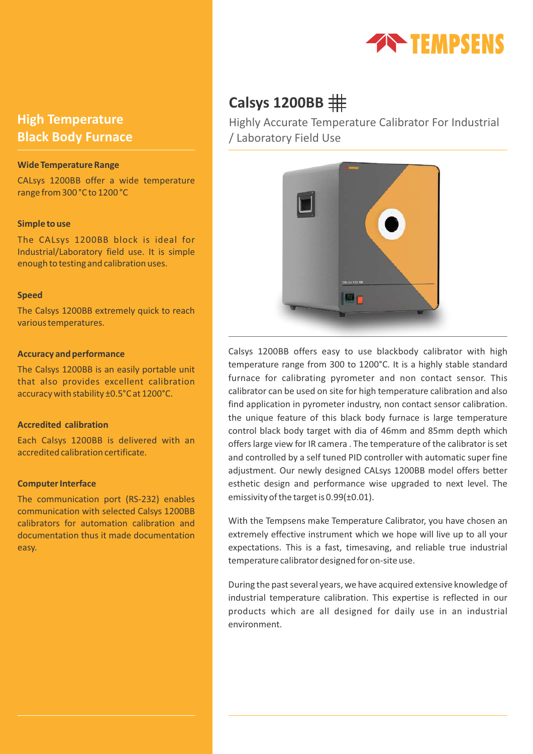# Calsys 1200BB

Highly Accurate Temperature Calibrator For Industrial / Laboratory Field Use

## High Temperature Black Body Furnace

### Wide Temperature Range

CALsys 1200BB offer a wide temperature range from 300 °C to 1200 °C

### Simple to use

The CALsys 1200BB block is ideal for Industrial/Laboratory field use. It is simple enough to testing and calibration uses.

### Speed

The Calsys 1200BB extremely quick to reach various temperatures.

### Accuracy and performance

The Calsys 1200BB is an easily portable unit that also provides excellent calibration accuracy with stability ±0.5°C at 1200°C.

### Accredited calibration

Each Calsys 1200BB is delivered with an accredited calibration certificate.

### Computer Interface

The communication port (RS-232) enables communication with selected Calsys 1200BB calibrators for automation calibration and documentation thus it made documentation easy.

---

Calsys 1200BB offers easy to use blackbody calibrator with high temperature range from 300 to 1200°C. It is a highly stable standard furnace for calibrating pyrometer and non contact sensor. This calibrator can be used on site for high temperature calibration and also find application in pyrometer industry, non contact sensor calibration. the unique feature of this black body furnace is large temperature control black body target with dia of 46mm and 85mm depth which offers large view for IR camera . The temperature of the calibrator is set and controlled by a self tuned PID controller with automatic super fine adjustment. Our newly designed CALsys 1200BB model offers better esthetic design and performance wise upgraded to next level. The emissivity of the target is 0.99(±0.01).

With the Tempsens make Temperature Calibrator, you have chosen an extremely effective instrument which we hope will live up to all your expectations. This is a fast, timesaving, and reliable true industrial temperature calibrator designed for on-site use.

During the past several years, we have acquired extensive knowledge of industrial temperature calibration. This expertise is reflected in our products which are all designed for daily use in an industrial environment.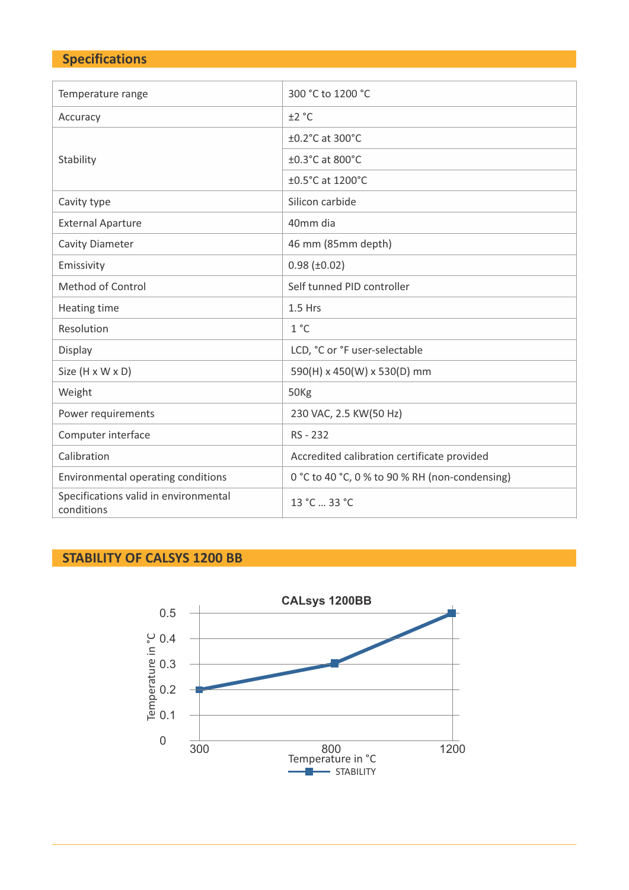## Specifications

| | |
|---|---|
| Temperature range | 300 °C to 1200 °C |
| Accuracy | ±2 °C |
| Stability | ±0.2°C at 300°C |
| | ±0.3°C at 800°C |
| | ±0.5°C at 1200°C |
| Cavity type | Silicon carbide |
| External Aparture | 40mm dia |
| Cavity Diameter | 46 mm (85mm depth) |
| Emissivity | 0.98 (±0.02) |
| Method of Control | Self tunned PID controller |
| Heating time | 1.5 Hrs |
| Resolution | 1 °C |
| Display | LCD, °C or °F user-selectable |
| Size (H x W x D) | 590(H) x 450(W) x 530(D) mm |
| Weight | 50Kg |
| Power requirements | 230 VAC, 2.5 KW(50 Hz) |
| Computer interface | RS - 232 |
| Calibration | Accredited calibration certificate provided |
| Environmental operating conditions | 0 °C to 40 °C, 0 % to 90 % RH (non-condensing) |
| Specifications valid in environmental conditions | 13 °C ... 33 °C |

## STABILITY OF CALSYS 1200 BB

**CALsys 1200BB**

| Temperature in °C | STABILITY (Temperature in °C) |
|---|---|
| 300 | 0.2 |
| 800 | 0.3 |
| 1200 | 0.5 |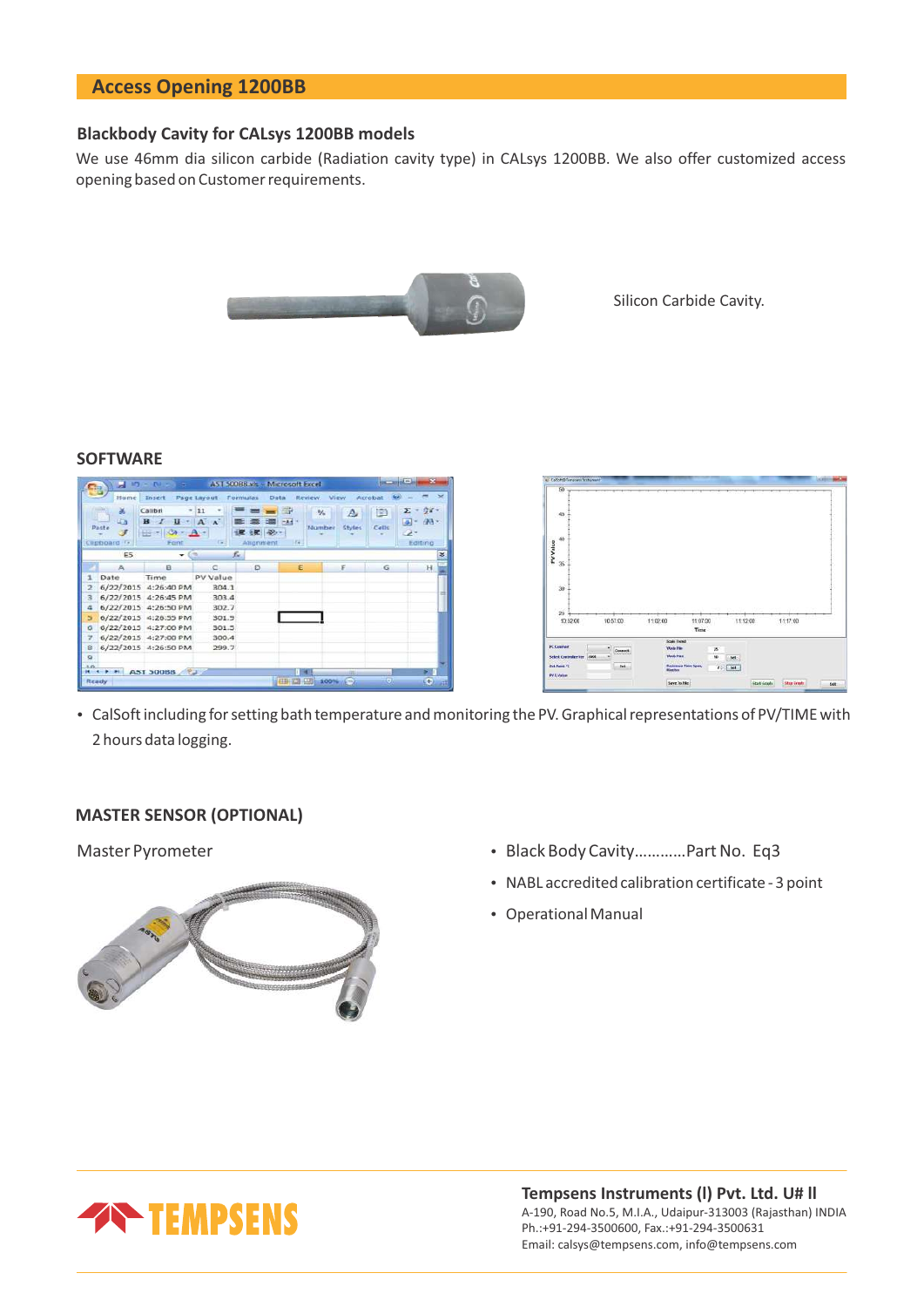## Access Opening 1200BB

### Blackbody Cavity for CALsys 1200BB models

We use 46mm dia silicon carbide (Radiation cavity type) in CALsys 1200BB. We also offer customized access opening based on Customer requirements.

Silicon Carbide Cavity.

### SOFTWARE

- CalSoft including for setting bath temperature and monitoring the PV. Graphical representations of PV/TIME with 2 hours data logging.

### MASTER SENSOR (OPTIONAL)

Master Pyrometer

- Black Body Cavity............Part No. Eq3
- NABL accredited calibration certificate - 3 point
- Operational Manual

**Tempsens Instruments (I) Pvt. Ltd. U# II**
A-190, Road No.5, M.I.A., Udaipur-313003 (Rajasthan) INDIA
Ph.:+91-294-3500600, Fax.:+91-294-3500631
Email: calsys@tempsens.com, info@tempsens.com